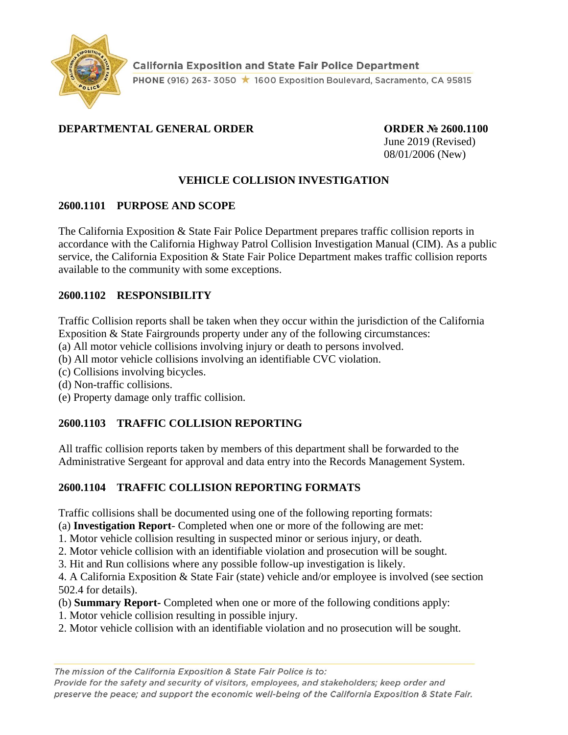California Exposition and State Fair Police Department

PHONE (916) 263- 3050 ★ 1600 Exposition Boulevard, Sacramento, CA 95815

**DEPARTMENTAL GENERAL ORDER**

**ORDER № 2600.1100**
June 2019 (Revised)
08/01/2006 (New)

# VEHICLE COLLISION INVESTIGATION

## 2600.1101 PURPOSE AND SCOPE

The California Exposition & State Fair Police Department prepares traffic collision reports in accordance with the California Highway Patrol Collision Investigation Manual (CIM). As a public service, the California Exposition & State Fair Police Department makes traffic collision reports available to the community with some exceptions.

## 2600.1102 RESPONSIBILITY

Traffic Collision reports shall be taken when they occur within the jurisdiction of the California Exposition & State Fairgrounds property under any of the following circumstances:

(a) All motor vehicle collisions involving injury or death to persons involved.
(b) All motor vehicle collisions involving an identifiable CVC violation.
(c) Collisions involving bicycles.
(d) Non-traffic collisions.
(e) Property damage only traffic collision.

## 2600.1103 TRAFFIC COLLISION REPORTING

All traffic collision reports taken by members of this department shall be forwarded to the Administrative Sergeant for approval and data entry into the Records Management System.

## 2600.1104 TRAFFIC COLLISION REPORTING FORMATS

Traffic collisions shall be documented using one of the following reporting formats:

(a) **Investigation Report**- Completed when one or more of the following are met:
1. Motor vehicle collision resulting in suspected minor or serious injury, or death.
2. Motor vehicle collision with an identifiable violation and prosecution will be sought.
3. Hit and Run collisions where any possible follow-up investigation is likely.
4. A California Exposition & State Fair (state) vehicle and/or employee is involved (see section 502.4 for details).

(b) **Summary Report-** Completed when one or more of the following conditions apply:
1. Motor vehicle collision resulting in possible injury.
2. Motor vehicle collision with an identifiable violation and no prosecution will be sought.

*The mission of the California Exposition & State Fair Police is to:*
*Provide for the safety and security of visitors, employees, and stakeholders; keep order and preserve the peace; and support the economic well-being of the California Exposition & State Fair.*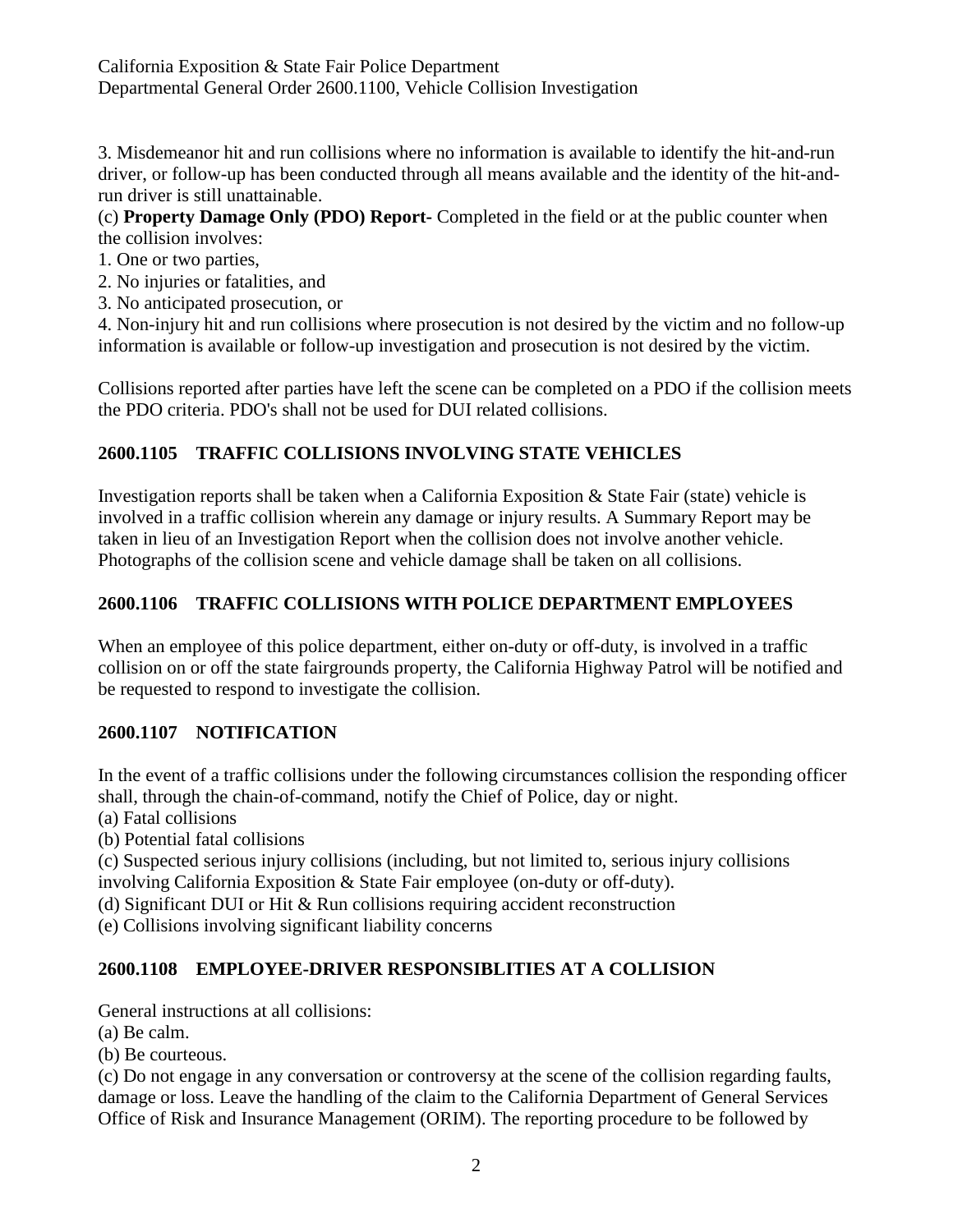3. Misdemeanor hit and run collisions where no information is available to identify the hit-and-run driver, or follow-up has been conducted through all means available and the identity of the hit-and-run driver is still unattainable.

(c) **Property Damage Only (PDO) Report-** Completed in the field or at the public counter when the collision involves:

1. One or two parties,
2. No injuries or fatalities, and
3. No anticipated prosecution, or
4. Non-injury hit and run collisions where prosecution is not desired by the victim and no follow-up information is available or follow-up investigation and prosecution is not desired by the victim.

Collisions reported after parties have left the scene can be completed on a PDO if the collision meets the PDO criteria. PDO's shall not be used for DUI related collisions.

## 2600.1105 TRAFFIC COLLISIONS INVOLVING STATE VEHICLES

Investigation reports shall be taken when a California Exposition & State Fair (state) vehicle is involved in a traffic collision wherein any damage or injury results. A Summary Report may be taken in lieu of an Investigation Report when the collision does not involve another vehicle. Photographs of the collision scene and vehicle damage shall be taken on all collisions.

## 2600.1106 TRAFFIC COLLISIONS WITH POLICE DEPARTMENT EMPLOYEES

When an employee of this police department, either on-duty or off-duty, is involved in a traffic collision on or off the state fairgrounds property, the California Highway Patrol will be notified and be requested to respond to investigate the collision.

## 2600.1107 NOTIFICATION

In the event of a traffic collisions under the following circumstances collision the responding officer shall, through the chain-of-command, notify the Chief of Police, day or night.

(a) Fatal collisions

(b) Potential fatal collisions

(c) Suspected serious injury collisions (including, but not limited to, serious injury collisions involving California Exposition & State Fair employee (on-duty or off-duty).

(d) Significant DUI or Hit & Run collisions requiring accident reconstruction

(e) Collisions involving significant liability concerns

## 2600.1108 EMPLOYEE-DRIVER RESPONSIBLITIES AT A COLLISION

General instructions at all collisions:

(a) Be calm.

(b) Be courteous.

(c) Do not engage in any conversation or controversy at the scene of the collision regarding faults, damage or loss. Leave the handling of the claim to the California Department of General Services Office of Risk and Insurance Management (ORIM). The reporting procedure to be followed by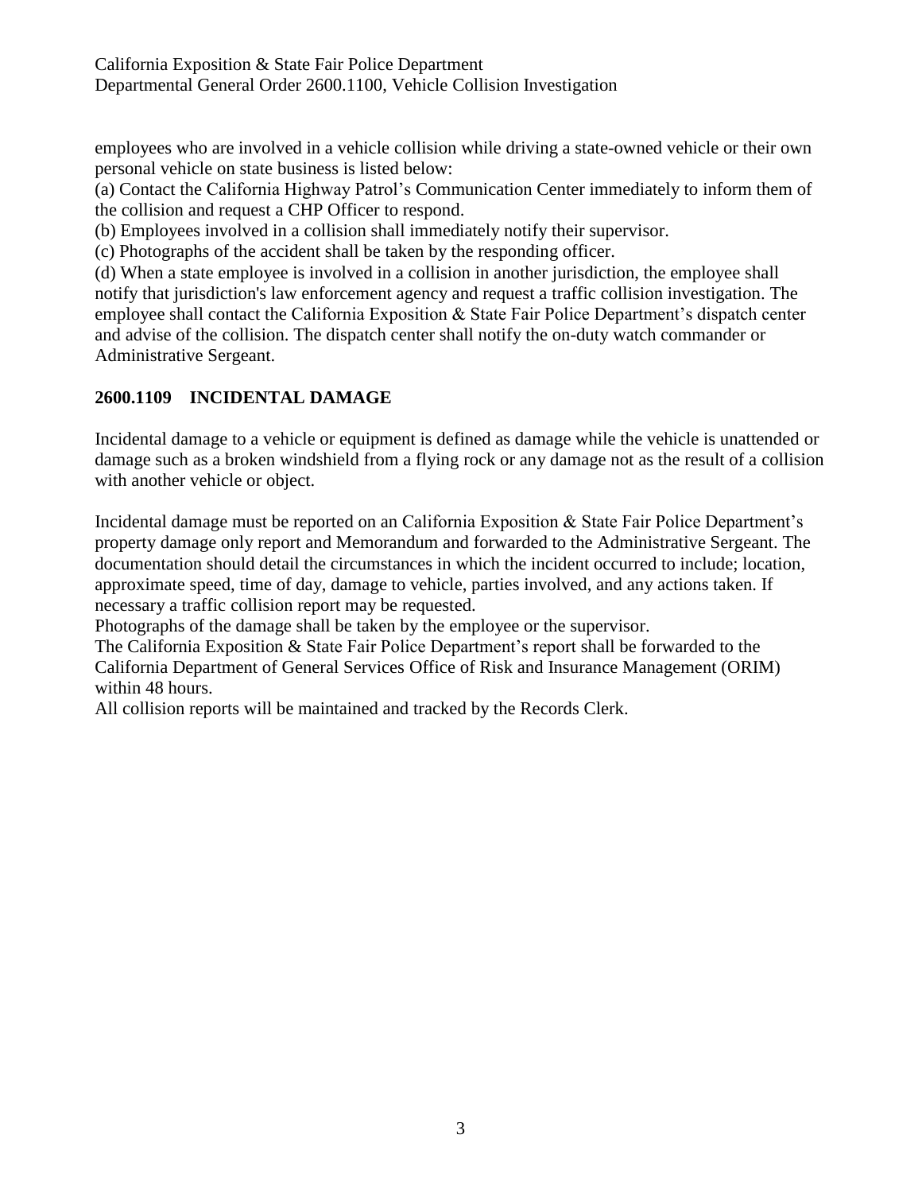employees who are involved in a vehicle collision while driving a state-owned vehicle or their own personal vehicle on state business is listed below:

(a) Contact the California Highway Patrol's Communication Center immediately to inform them of the collision and request a CHP Officer to respond.

(b) Employees involved in a collision shall immediately notify their supervisor.

(c) Photographs of the accident shall be taken by the responding officer.

(d) When a state employee is involved in a collision in another jurisdiction, the employee shall notify that jurisdiction's law enforcement agency and request a traffic collision investigation. The employee shall contact the California Exposition & State Fair Police Department's dispatch center and advise of the collision. The dispatch center shall notify the on-duty watch commander or Administrative Sergeant.

## 2600.1109 INCIDENTAL DAMAGE

Incidental damage to a vehicle or equipment is defined as damage while the vehicle is unattended or damage such as a broken windshield from a flying rock or any damage not as the result of a collision with another vehicle or object.

Incidental damage must be reported on an California Exposition & State Fair Police Department's property damage only report and Memorandum and forwarded to the Administrative Sergeant. The documentation should detail the circumstances in which the incident occurred to include; location, approximate speed, time of day, damage to vehicle, parties involved, and any actions taken. If necessary a traffic collision report may be requested.

Photographs of the damage shall be taken by the employee or the supervisor.

The California Exposition & State Fair Police Department's report shall be forwarded to the California Department of General Services Office of Risk and Insurance Management (ORIM) within 48 hours.

All collision reports will be maintained and tracked by the Records Clerk.